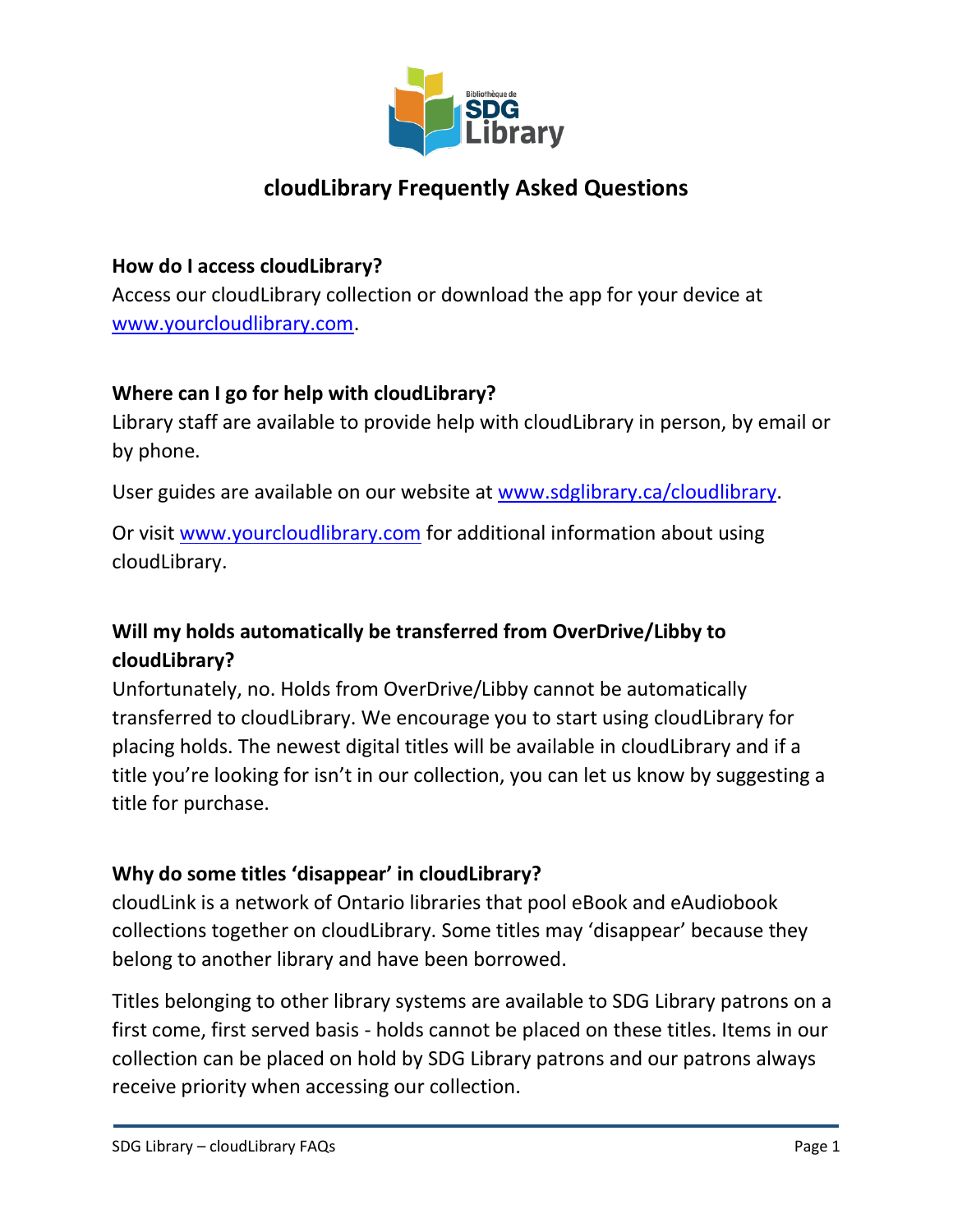# cloudLibrary Frequently Asked Questions

**How do I access cloudLibrary?**

Access our cloudLibrary collection or download the app for your device at [www.yourcloudlibrary.com](http://www.yourcloudlibrary.com).

**Where can I go for help with cloudLibrary?**

Library staff are available to provide help with cloudLibrary in person, by email or by phone.

User guides are available on our website at [www.sdglibrary.ca/cloudlibrary](http://www.sdglibrary.ca/cloudlibrary).

Or visit [www.yourcloudlibrary.com](http://www.yourcloudlibrary.com) for additional information about using cloudLibrary.

**Will my holds automatically be transferred from OverDrive/Libby to cloudLibrary?**

Unfortunately, no. Holds from OverDrive/Libby cannot be automatically transferred to cloudLibrary. We encourage you to start using cloudLibrary for placing holds. The newest digital titles will be available in cloudLibrary and if a title you're looking for isn't in our collection, you can let us know by suggesting a title for purchase.

**Why do some titles 'disappear' in cloudLibrary?**

cloudLink is a network of Ontario libraries that pool eBook and eAudiobook collections together on cloudLibrary. Some titles may 'disappear' because they belong to another library and have been borrowed.

Titles belonging to other library systems are available to SDG Library patrons on a first come, first served basis - holds cannot be placed on these titles. Items in our collection can be placed on hold by SDG Library patrons and our patrons always receive priority when accessing our collection.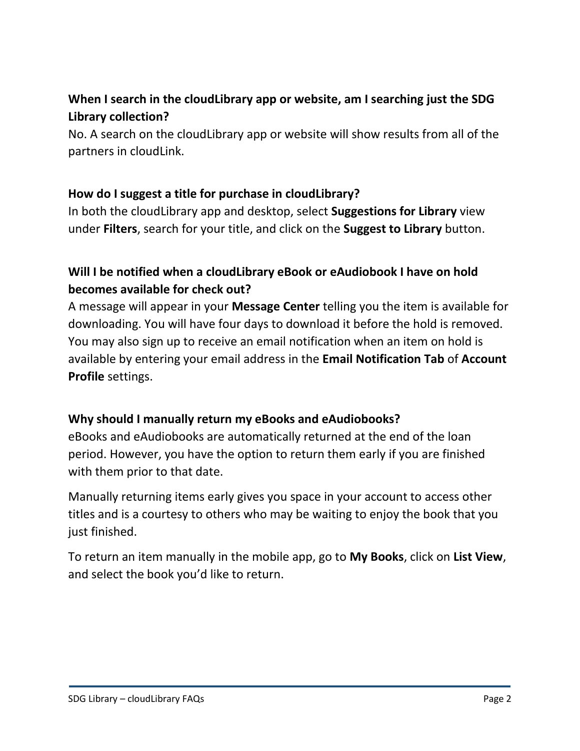**When I search in the cloudLibrary app or website, am I searching just the SDG Library collection?**

No. A search on the cloudLibrary app or website will show results from all of the partners in cloudLink.

**How do I suggest a title for purchase in cloudLibrary?**

In both the cloudLibrary app and desktop, select **Suggestions for Library** view under **Filters**, search for your title, and click on the **Suggest to Library** button.

**Will I be notified when a cloudLibrary eBook or eAudiobook I have on hold becomes available for check out?**

A message will appear in your **Message Center** telling you the item is available for downloading. You will have four days to download it before the hold is removed. You may also sign up to receive an email notification when an item on hold is available by entering your email address in the **Email Notification Tab** of **Account Profile** settings.

**Why should I manually return my eBooks and eAudiobooks?**

eBooks and eAudiobooks are automatically returned at the end of the loan period. However, you have the option to return them early if you are finished with them prior to that date.

Manually returning items early gives you space in your account to access other titles and is a courtesy to others who may be waiting to enjoy the book that you just finished.

To return an item manually in the mobile app, go to **My Books**, click on **List View**, and select the book you'd like to return.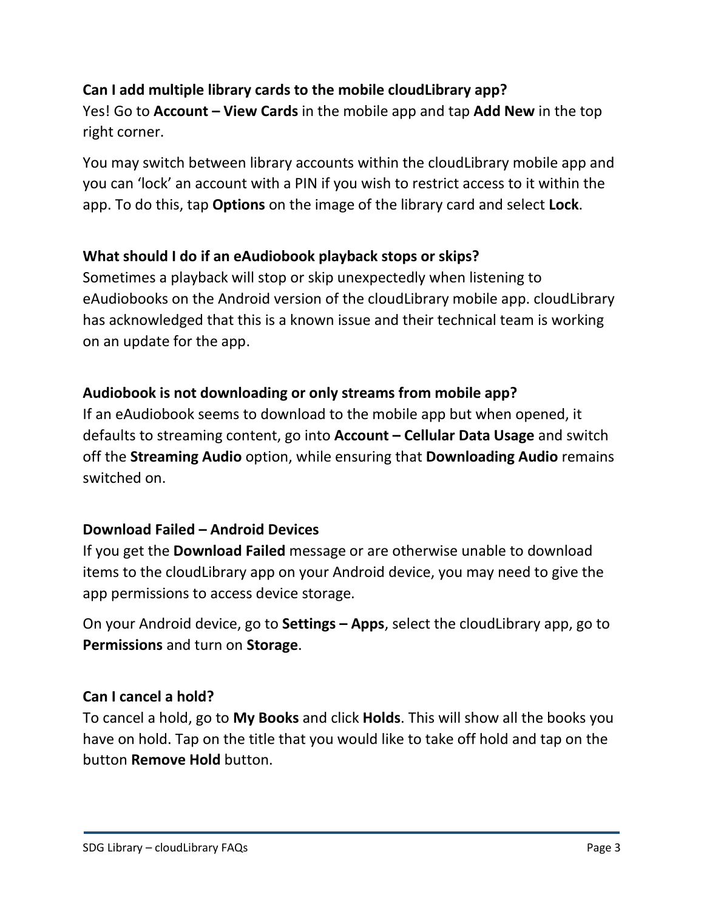### Can I add multiple library cards to the mobile cloudLibrary app?

Yes! Go to **Account – View Cards** in the mobile app and tap **Add New** in the top right corner.

You may switch between library accounts within the cloudLibrary mobile app and you can 'lock' an account with a PIN if you wish to restrict access to it within the app. To do this, tap **Options** on the image of the library card and select **Lock**.

### What should I do if an eAudiobook playback stops or skips?

Sometimes a playback will stop or skip unexpectedly when listening to eAudiobooks on the Android version of the cloudLibrary mobile app. cloudLibrary has acknowledged that this is a known issue and their technical team is working on an update for the app.

### Audiobook is not downloading or only streams from mobile app?

If an eAudiobook seems to download to the mobile app but when opened, it defaults to streaming content, go into **Account – Cellular Data Usage** and switch off the **Streaming Audio** option, while ensuring that **Downloading Audio** remains switched on.

### Download Failed – Android Devices

If you get the **Download Failed** message or are otherwise unable to download items to the cloudLibrary app on your Android device, you may need to give the app permissions to access device storage.

On your Android device, go to **Settings – Apps**, select the cloudLibrary app, go to **Permissions** and turn on **Storage**.

### Can I cancel a hold?

To cancel a hold, go to **My Books** and click **Holds**. This will show all the books you have on hold. Tap on the title that you would like to take off hold and tap on the button **Remove Hold** button.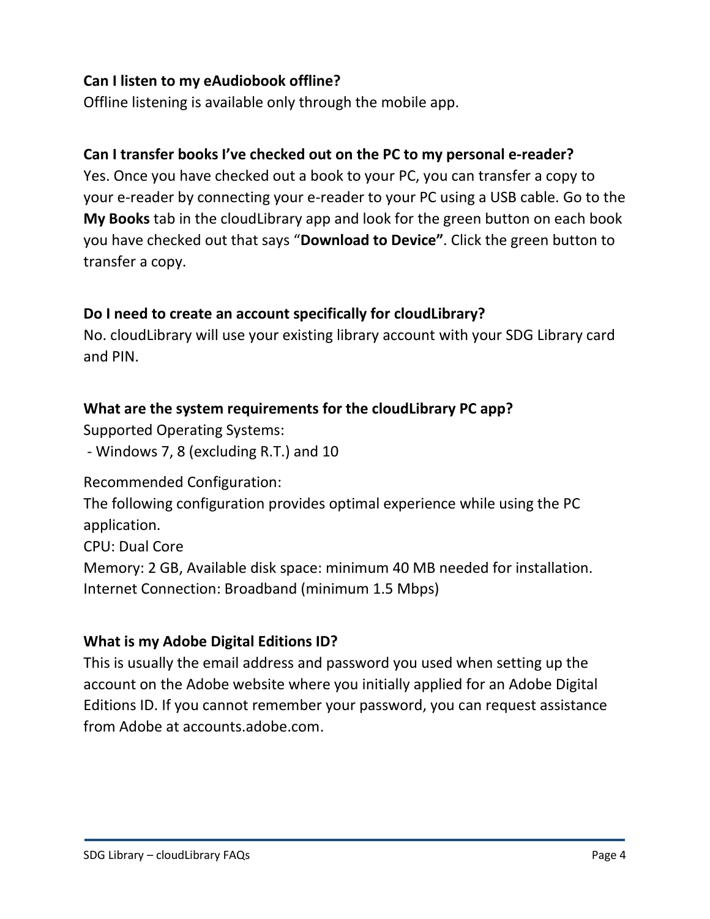**Can I listen to my eAudiobook offline?**

Offline listening is available only through the mobile app.

**Can I transfer books I've checked out on the PC to my personal e-reader?**

Yes. Once you have checked out a book to your PC, you can transfer a copy to your e-reader by connecting your e-reader to your PC using a USB cable. Go to the **My Books** tab in the cloudLibrary app and look for the green button on each book you have checked out that says "**Download to Device"**. Click the green button to transfer a copy.

**Do I need to create an account specifically for cloudLibrary?**

No. cloudLibrary will use your existing library account with your SDG Library card and PIN.

**What are the system requirements for the cloudLibrary PC app?**

Supported Operating Systems:

- Windows 7, 8 (excluding R.T.) and 10

Recommended Configuration:

The following configuration provides optimal experience while using the PC application.

CPU: Dual Core

Memory: 2 GB, Available disk space: minimum 40 MB needed for installation.

Internet Connection: Broadband (minimum 1.5 Mbps)

**What is my Adobe Digital Editions ID?**

This is usually the email address and password you used when setting up the account on the Adobe website where you initially applied for an Adobe Digital Editions ID. If you cannot remember your password, you can request assistance from Adobe at accounts.adobe.com.